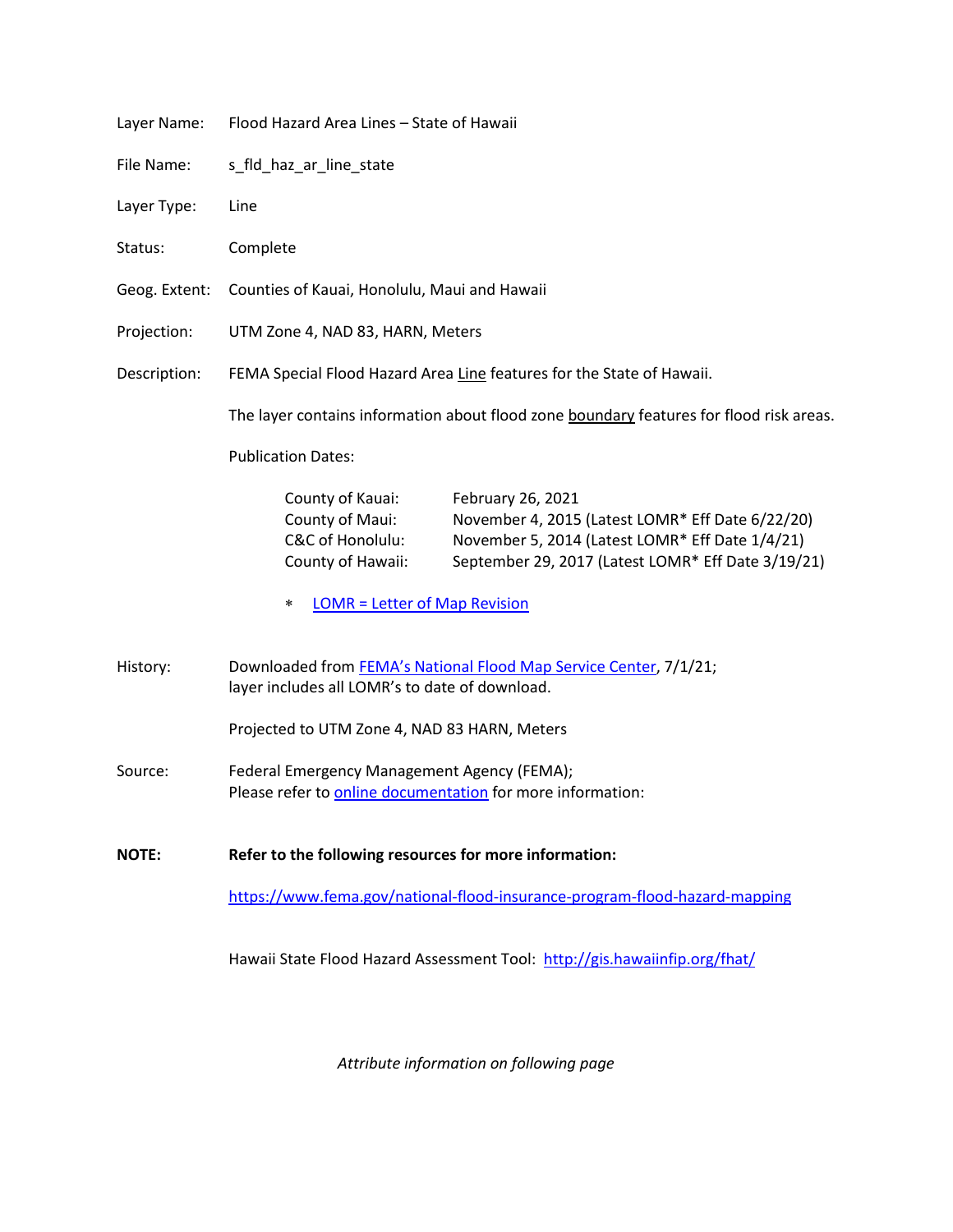Layer Name: Flood Hazard Area Lines – State of Hawaii

File Name: s_fld_haz_ar_line_state

Layer Type: Line

Status: Complete

Geog. Extent: Counties of Kauai, Honolulu, Maui and Hawaii

Projection: UTM Zone 4, NAD 83, HARN, Meters

Description: FEMA Special Flood Hazard Area Line features for the State of Hawaii.

The layer contains information about flood zone boundary features for flood risk areas.

Publication Dates:

| | |
|---|---|
| County of Kauai: | February 26, 2021 |
| County of Maui: | November 4, 2015 (Latest LOMR* Eff Date 6/22/20) |
| C&C of Honolulu: | November 5, 2014 (Latest LOMR* Eff Date 1/4/21) |
| County of Hawaii: | September 29, 2017 (Latest LOMR* Eff Date 3/19/21) |

∗ LOMR = Letter of Map Revision

History: Downloaded from FEMA's National Flood Map Service Center, 7/1/21; layer includes all LOMR's to date of download.

Projected to UTM Zone 4, NAD 83 HARN, Meters

Source: Federal Emergency Management Agency (FEMA); Please refer to online documentation for more information:

**NOTE: Refer to the following resources for more information:**

https://www.fema.gov/national-flood-insurance-program-flood-hazard-mapping

Hawaii State Flood Hazard Assessment Tool: http://gis.hawaiinfip.org/fhat/

*Attribute information on following page*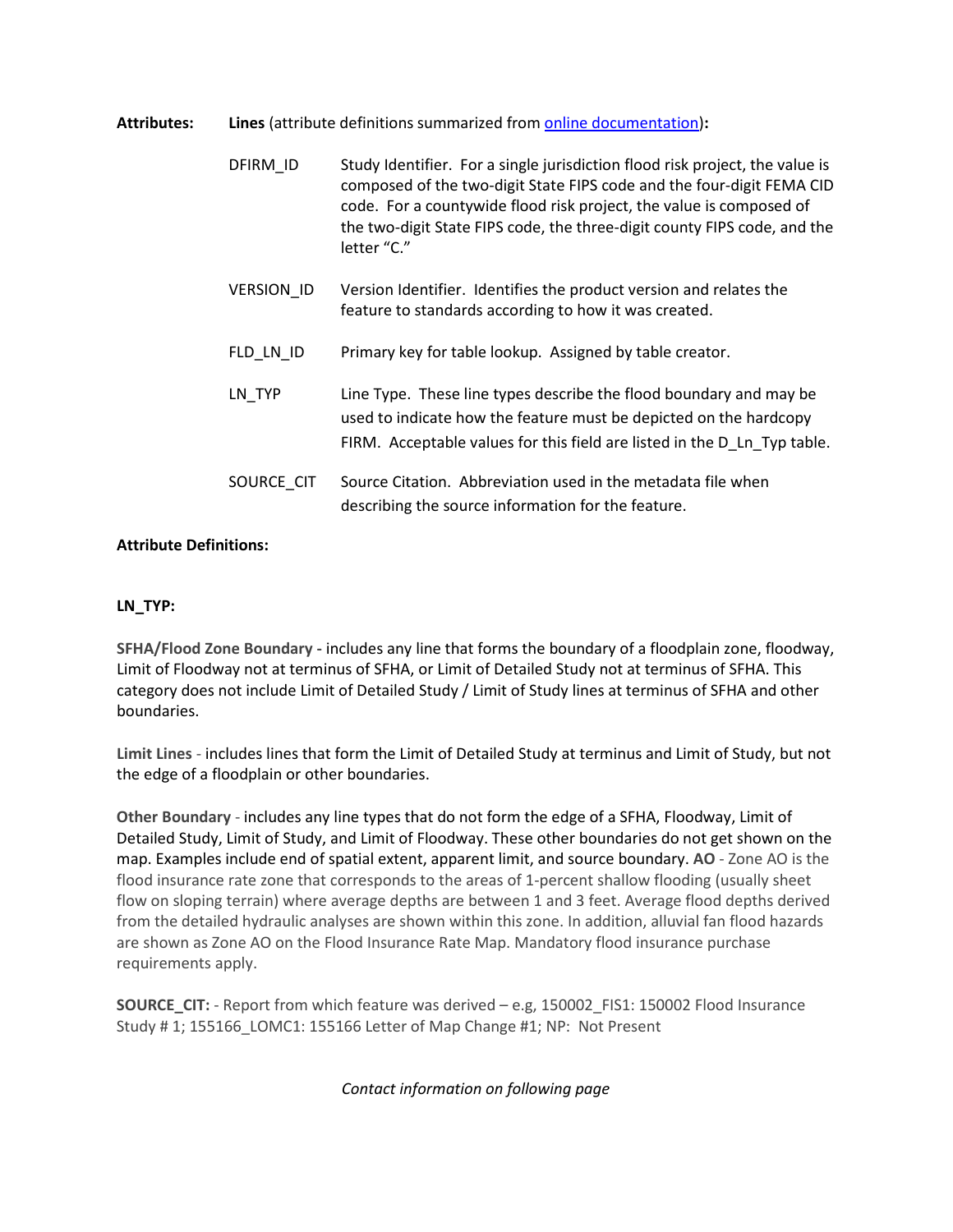**Attributes:** **Lines** (attribute definitions summarized from [online documentation](online documentation))**:**

| | |
|---|---|
| DFIRM_ID | Study Identifier. For a single jurisdiction flood risk project, the value is composed of the two-digit State FIPS code and the four-digit FEMA CID code. For a countywide flood risk project, the value is composed of the two-digit State FIPS code, the three-digit county FIPS code, and the letter "C." |
| VERSION_ID | Version Identifier. Identifies the product version and relates the feature to standards according to how it was created. |
| FLD_LN_ID | Primary key for table lookup. Assigned by table creator. |
| LN_TYP | Line Type. These line types describe the flood boundary and may be used to indicate how the feature must be depicted on the hardcopy FIRM. Acceptable values for this field are listed in the D_Ln_Typ table. |
| SOURCE_CIT | Source Citation. Abbreviation used in the metadata file when describing the source information for the feature. |

**Attribute Definitions:**

**LN_TYP:**

**SFHA/Flood Zone Boundary -** includes any line that forms the boundary of a floodplain zone, floodway, Limit of Floodway not at terminus of SFHA, or Limit of Detailed Study not at terminus of SFHA. This category does not include Limit of Detailed Study / Limit of Study lines at terminus of SFHA and other boundaries.

**Limit Lines** - includes lines that form the Limit of Detailed Study at terminus and Limit of Study, but not the edge of a floodplain or other boundaries.

**Other Boundary** - includes any line types that do not form the edge of a SFHA, Floodway, Limit of Detailed Study, Limit of Study, and Limit of Floodway. These other boundaries do not get shown on the map. Examples include end of spatial extent, apparent limit, and source boundary. **AO** - Zone AO is the flood insurance rate zone that corresponds to the areas of 1-percent shallow flooding (usually sheet flow on sloping terrain) where average depths are between 1 and 3 feet. Average flood depths derived from the detailed hydraulic analyses are shown within this zone. In addition, alluvial fan flood hazards are shown as Zone AO on the Flood Insurance Rate Map. Mandatory flood insurance purchase requirements apply.

**SOURCE_CIT:** - Report from which feature was derived – e.g, 150002_FIS1: 150002 Flood Insurance Study # 1; 155166_LOMC1: 155166 Letter of Map Change #1; NP: Not Present

*Contact information on following page*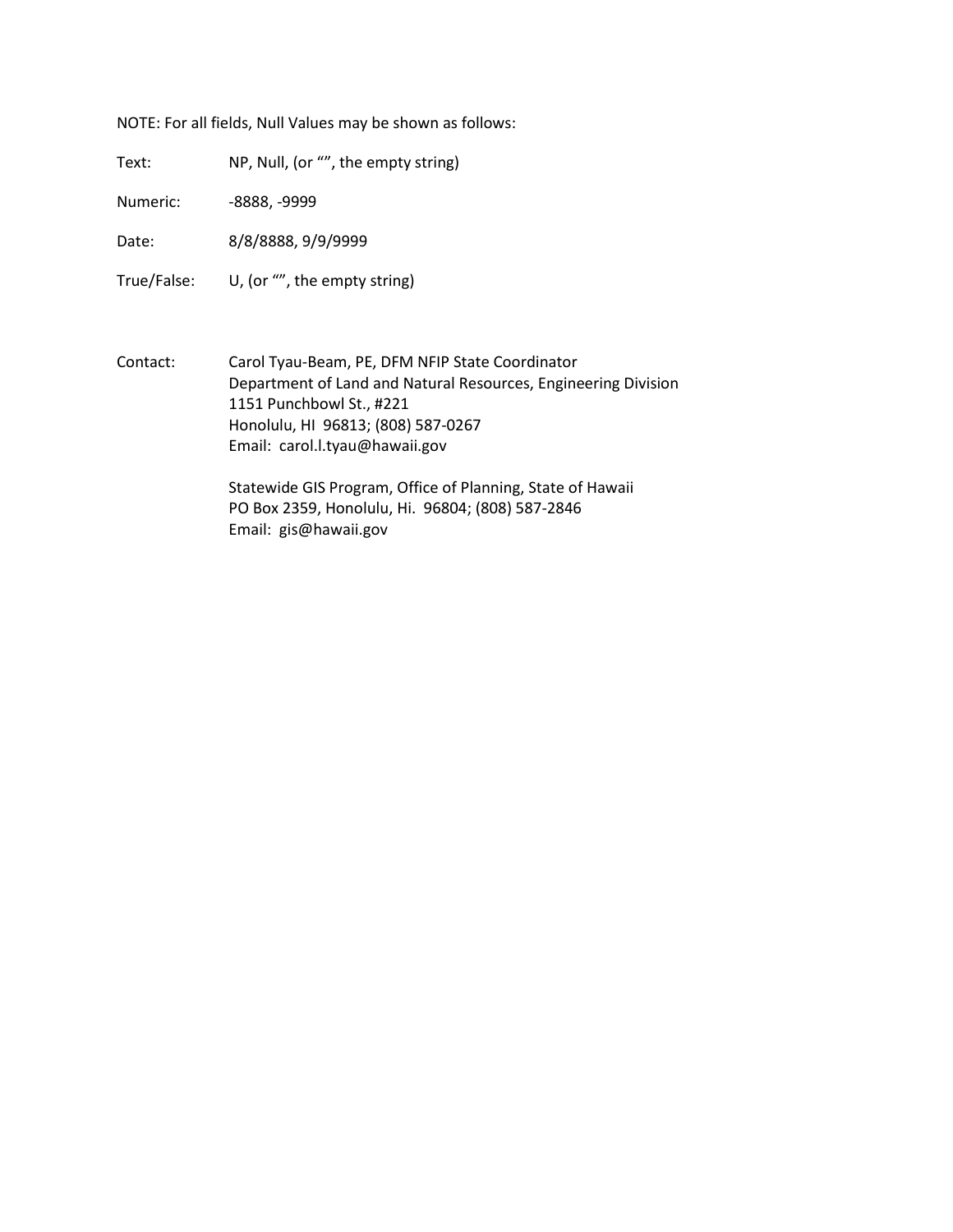NOTE: For all fields, Null Values may be shown as follows:

Text: NP, Null, (or "", the empty string)

Numeric: -8888, -9999

Date: 8/8/8888, 9/9/9999

True/False: U, (or "", the empty string)

Contact: Carol Tyau-Beam, PE, DFM NFIP State Coordinator
Department of Land and Natural Resources, Engineering Division
1151 Punchbowl St., #221
Honolulu, HI 96813; (808) 587-0267
Email: carol.l.tyau@hawaii.gov

Statewide GIS Program, Office of Planning, State of Hawaii
PO Box 2359, Honolulu, Hi. 96804; (808) 587-2846
Email: gis@hawaii.gov